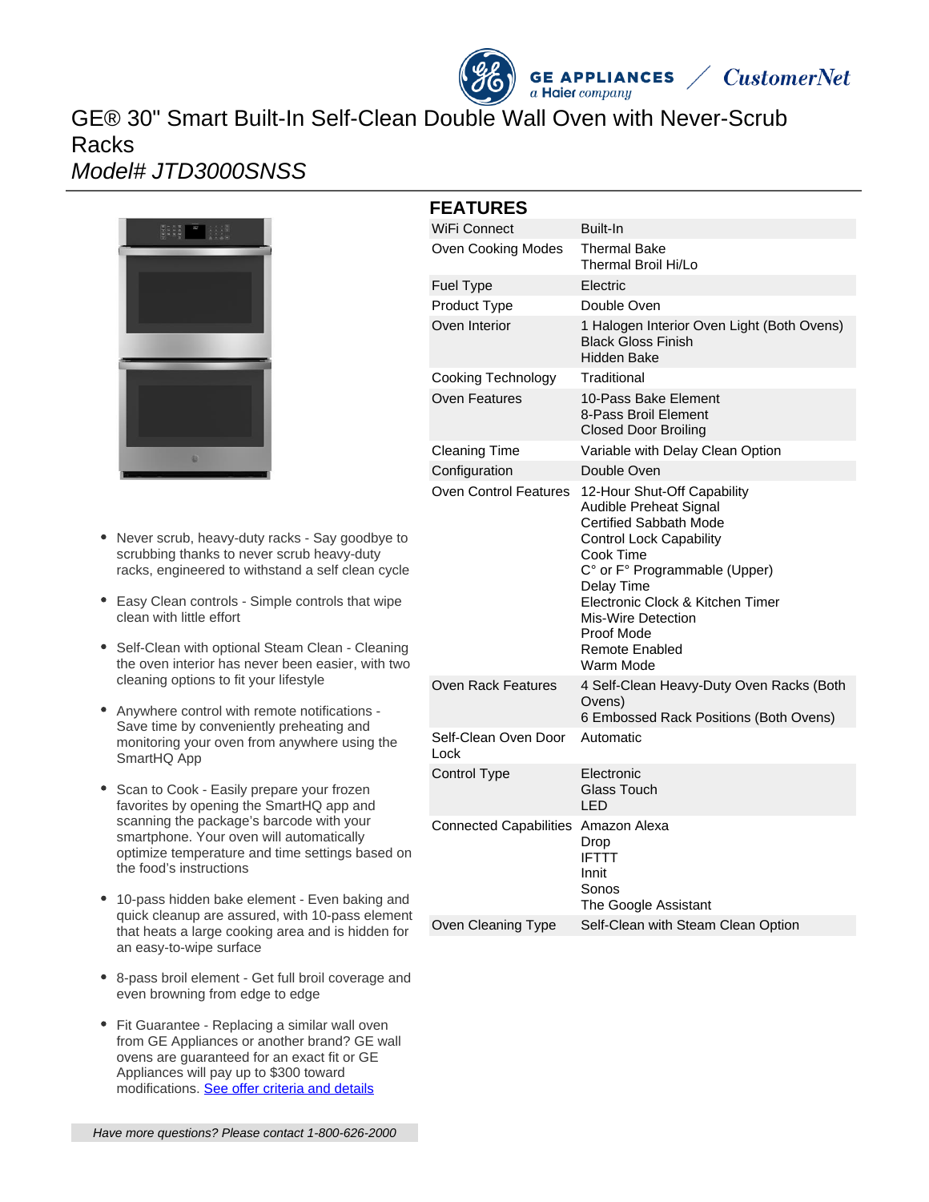# GE® 30" Smart Built-In Self-Clean Double Wall Oven with Never-Scrub Racks

*Model# JTD3000SNSS*

- Never scrub, heavy-duty racks - Say goodbye to scrubbing thanks to never scrub heavy-duty racks, engineered to withstand a self clean cycle
- Easy Clean controls - Simple controls that wipe clean with little effort
- Self-Clean with optional Steam Clean - Cleaning the oven interior has never been easier, with two cleaning options to fit your lifestyle
- Anywhere control with remote notifications - Save time by conveniently preheating and monitoring your oven from anywhere using the SmartHQ App
- Scan to Cook - Easily prepare your frozen favorites by opening the SmartHQ app and scanning the package's barcode with your smartphone. Your oven will automatically optimize temperature and time settings based on the food's instructions
- 10-pass hidden bake element - Even baking and quick cleanup are assured, with 10-pass element that heats a large cooking area and is hidden for an easy-to-wipe surface
- 8-pass broil element - Get full broil coverage and even browning from edge to edge
- Fit Guarantee - Replacing a similar wall oven from GE Appliances or another brand? GE wall ovens are guaranteed for an exact fit or GE Appliances will pay up to $300 toward modifications. [See offer criteria and details]

## FEATURES

| | |
|---|---|
| WiFi Connect | Built-In |
| Oven Cooking Modes | Thermal Bake<br>Thermal Broil Hi/Lo |
| Fuel Type | Electric |
| Product Type | Double Oven |
| Oven Interior | 1 Halogen Interior Oven Light (Both Ovens)<br>Black Gloss Finish<br>Hidden Bake |
| Cooking Technology | Traditional |
| Oven Features | 10-Pass Bake Element<br>8-Pass Broil Element<br>Closed Door Broiling |
| Cleaning Time | Variable with Delay Clean Option |
| Configuration | Double Oven |
| Oven Control Features | 12-Hour Shut-Off Capability<br>Audible Preheat Signal<br>Certified Sabbath Mode<br>Control Lock Capability<br>Cook Time<br>C° or F° Programmable (Upper)<br>Delay Time<br>Electronic Clock & Kitchen Timer<br>Mis-Wire Detection<br>Proof Mode<br>Remote Enabled<br>Warm Mode |
| Oven Rack Features | 4 Self-Clean Heavy-Duty Oven Racks (Both Ovens)<br>6 Embossed Rack Positions (Both Ovens) |
| Self-Clean Oven Door Lock | Automatic |
| Control Type | Electronic<br>Glass Touch<br>LED |
| Connected Capabilities | Amazon Alexa<br>Drop<br>IFTTT<br>Innit<br>Sonos<br>The Google Assistant |
| Oven Cleaning Type | Self-Clean with Steam Clean Option |

*Have more questions? Please contact 1-800-626-2000*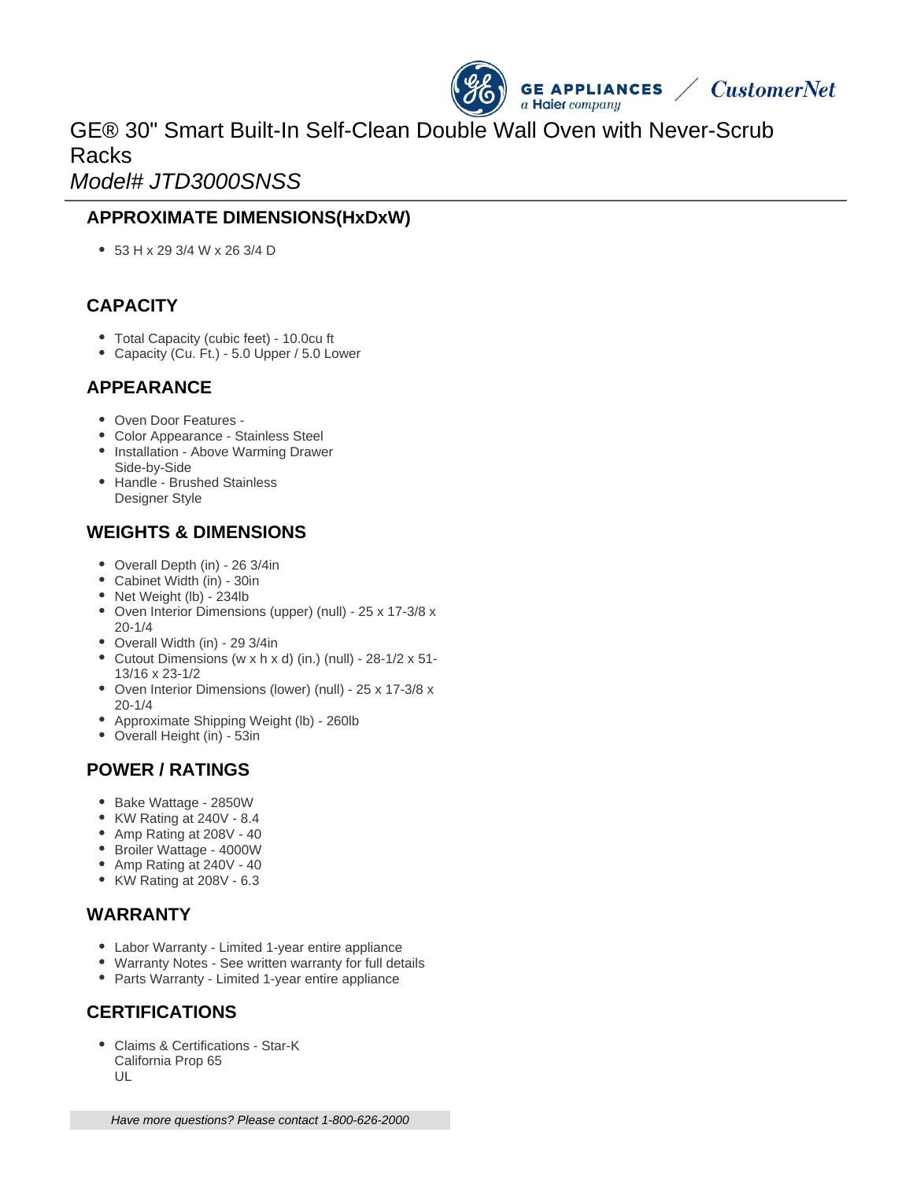# GE® 30" Smart Built-In Self-Clean Double Wall Oven with Never-Scrub Racks

*Model# JTD3000SNSS*

## APPROXIMATE DIMENSIONS(HxDxW)

- 53 H x 29 3/4 W x 26 3/4 D

## CAPACITY

- Total Capacity (cubic feet) - 10.0cu ft
- Capacity (Cu. Ft.) - 5.0 Upper / 5.0 Lower

## APPEARANCE

- Oven Door Features -
- Color Appearance - Stainless Steel
- Installation - Above Warming Drawer
  Side-by-Side
- Handle - Brushed Stainless
  Designer Style

## WEIGHTS & DIMENSIONS

- Overall Depth (in) - 26 3/4in
- Cabinet Width (in) - 30in
- Net Weight (lb) - 234lb
- Oven Interior Dimensions (upper) (null) - 25 x 17-3/8 x 20-1/4
- Overall Width (in) - 29 3/4in
- Cutout Dimensions (w x h x d) (in.) (null) - 28-1/2 x 51-13/16 x 23-1/2
- Oven Interior Dimensions (lower) (null) - 25 x 17-3/8 x 20-1/4
- Approximate Shipping Weight (lb) - 260lb
- Overall Height (in) - 53in

## POWER / RATINGS

- Bake Wattage - 2850W
- KW Rating at 240V - 8.4
- Amp Rating at 208V - 40
- Broiler Wattage - 4000W
- Amp Rating at 240V - 40
- KW Rating at 208V - 6.3

## WARRANTY

- Labor Warranty - Limited 1-year entire appliance
- Warranty Notes - See written warranty for full details
- Parts Warranty - Limited 1-year entire appliance

## CERTIFICATIONS

- Claims & Certifications - Star-K
  California Prop 65
  UL

*Have more questions? Please contact 1-800-626-2000*